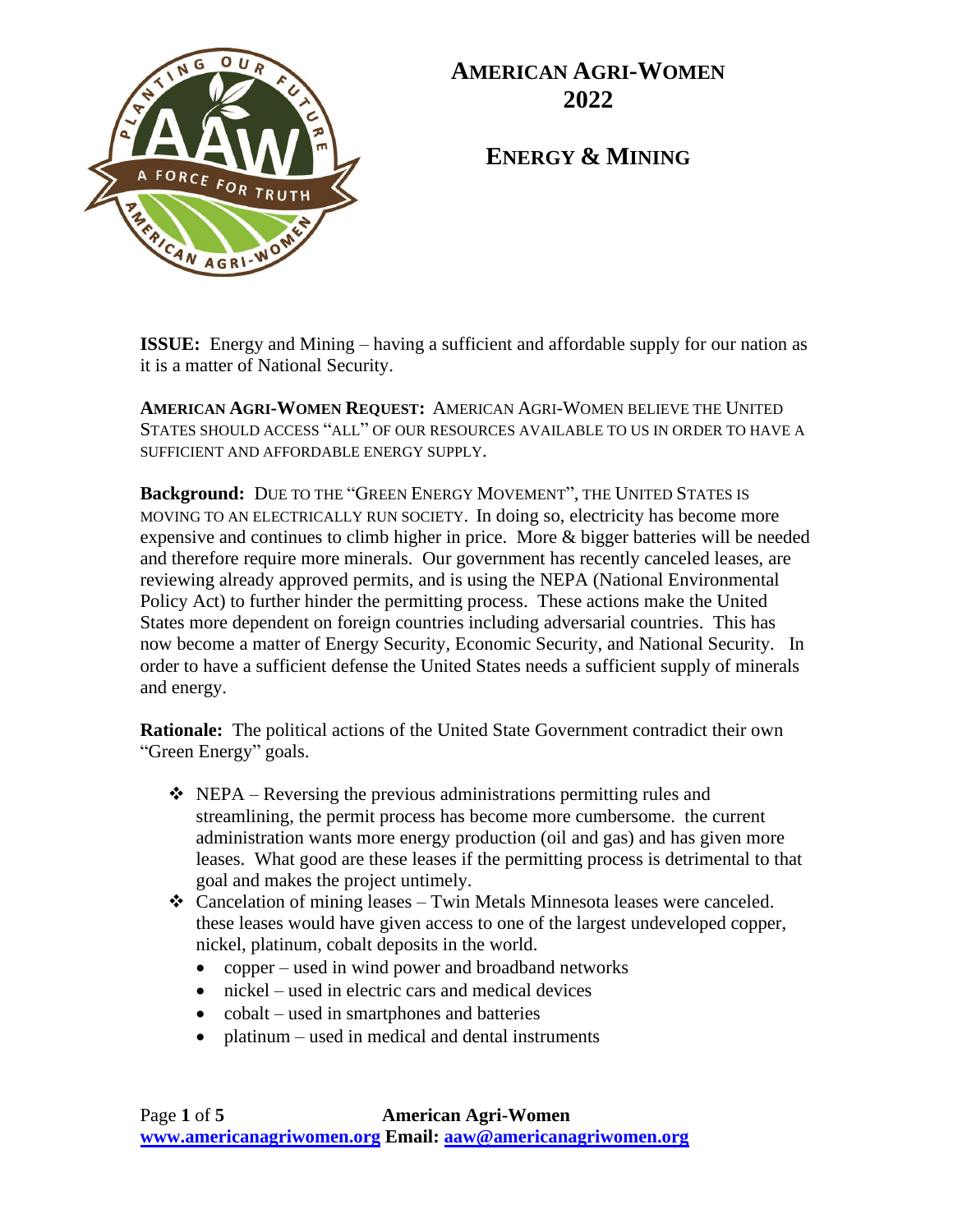# American Agri-Women 2022

## Energy & Mining

**ISSUE:** Energy and Mining – having a sufficient and affordable supply for our nation as it is a matter of National Security.

**AMERICAN AGRI-WOMEN REQUEST:** AMERICAN AGRI-WOMEN BELIEVE THE UNITED STATES SHOULD ACCESS "ALL" OF OUR RESOURCES AVAILABLE TO US IN ORDER TO HAVE A SUFFICIENT AND AFFORDABLE ENERGY SUPPLY.

**Background:** DUE TO THE "GREEN ENERGY MOVEMENT", THE UNITED STATES IS MOVING TO AN ELECTRICALLY RUN SOCIETY. In doing so, electricity has become more expensive and continues to climb higher in price. More & bigger batteries will be needed and therefore require more minerals. Our government has recently canceled leases, are reviewing already approved permits, and is using the NEPA (National Environmental Policy Act) to further hinder the permitting process. These actions make the United States more dependent on foreign countries including adversarial countries. This has now become a matter of Energy Security, Economic Security, and National Security. In order to have a sufficient defense the United States needs a sufficient supply of minerals and energy.

**Rationale:** The political actions of the United State Government contradict their own "Green Energy" goals.

- NEPA – Reversing the previous administrations permitting rules and streamlining, the permit process has become more cumbersome. the current administration wants more energy production (oil and gas) and has given more leases. What good are these leases if the permitting process is detrimental to that goal and makes the project untimely.
- Cancelation of mining leases – Twin Metals Minnesota leases were canceled. these leases would have given access to one of the largest undeveloped copper, nickel, platinum, cobalt deposits in the world.
  - copper – used in wind power and broadband networks
  - nickel – used in electric cars and medical devices
  - cobalt – used in smartphones and batteries
  - platinum – used in medical and dental instruments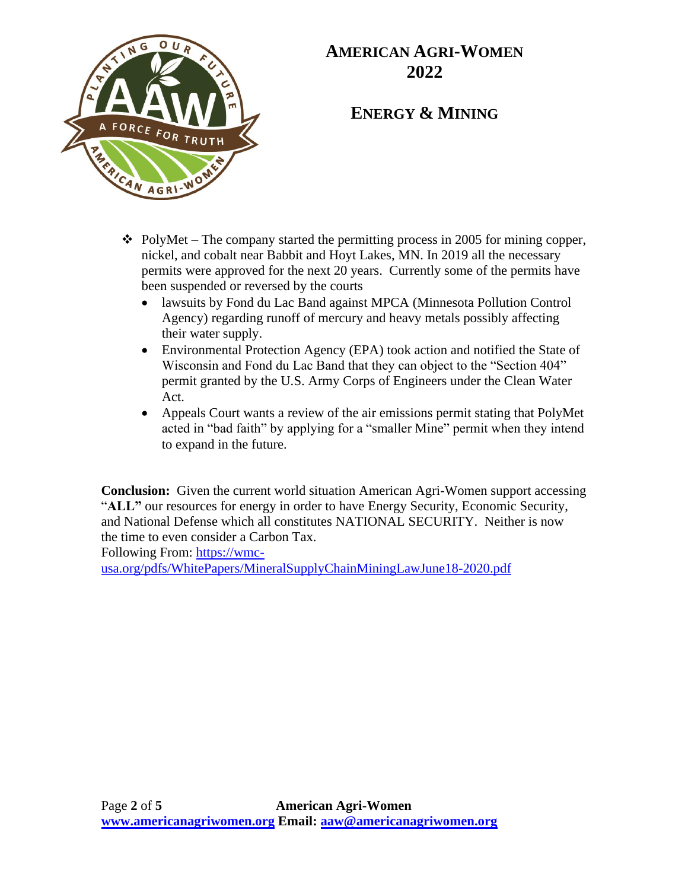# AMERICAN AGRI-WOMEN 2022

## ENERGY & MINING

- PolyMet – The company started the permitting process in 2005 for mining copper, nickel, and cobalt near Babbit and Hoyt Lakes, MN. In 2019 all the necessary permits were approved for the next 20 years. Currently some of the permits have been suspended or reversed by the courts
  - lawsuits by Fond du Lac Band against MPCA (Minnesota Pollution Control Agency) regarding runoff of mercury and heavy metals possibly affecting their water supply.
  - Environmental Protection Agency (EPA) took action and notified the State of Wisconsin and Fond du Lac Band that they can object to the "Section 404" permit granted by the U.S. Army Corps of Engineers under the Clean Water Act.
  - Appeals Court wants a review of the air emissions permit stating that PolyMet acted in "bad faith" by applying for a "smaller Mine" permit when they intend to expand in the future.

**Conclusion:** Given the current world situation American Agri-Women support accessing "**ALL"** our resources for energy in order to have Energy Security, Economic Security, and National Defense which all constitutes NATIONAL SECURITY. Neither is now the time to even consider a Carbon Tax.
Following From: [https://wmc-usa.org/pdfs/WhitePapers/MineralSupplyChainMiningLawJune18-2020.pdf](https://wmc-usa.org/pdfs/WhitePapers/MineralSupplyChainMiningLawJune18-2020.pdf)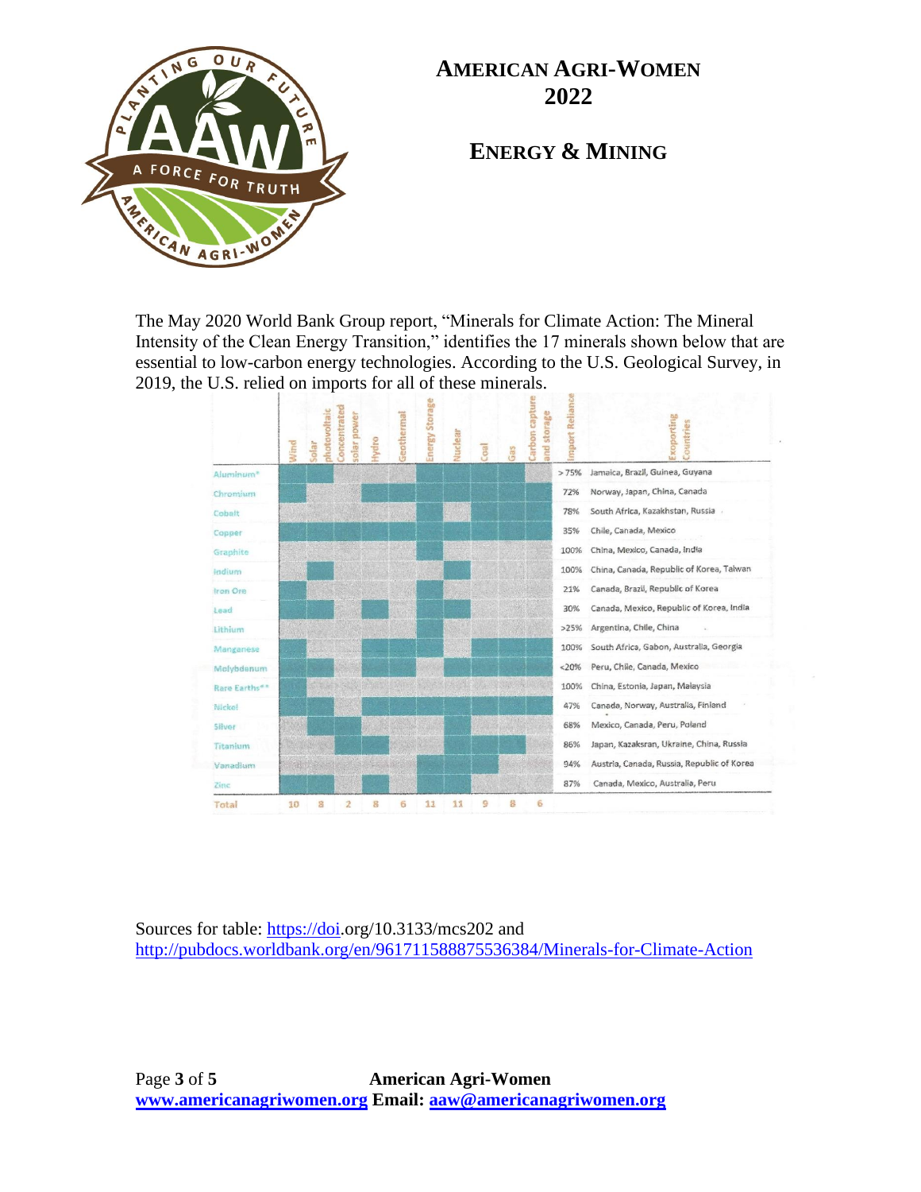# American Agri-Women 2022

## Energy & Mining

The May 2020 World Bank Group report, "Minerals for Climate Action: The Mineral Intensity of the Clean Energy Transition," identifies the 17 minerals shown below that are essential to low-carbon energy technologies. According to the U.S. Geological Survey, in 2019, the U.S. relied on imports for all of these minerals.

| | Wind | Solar photovoltaic | Concentrated solar power | Hydro | Geothermal | Energy Storage | Nuclear | Coal | Gas | Carbon capture and storage | Import Reliance | Exporting Countries |
|---|---|---|---|---|---|---|---|---|---|---|---|---|
| Aluminum* | X | X | | | | | X | X | X | | >75% | Jamaica, Brazil, Guinea, Guyana |
| Chromium | X | | | X | X | | X | X | X | X | 72% | Norway, Japan, China, Canada |
| Cobalt | | | | | X | X | | X | X | X | 78% | South Africa, Kazakhstan, Russia |
| Copper | X | X | | X | X | X | | X | X | X | 35% | Chile, Canada, Mexico |
| Graphite | | | | | | X | | | | | 100% | China, Mexico, Canada, India |
| Indium | | X | | | | | X | | | | 100% | China, Canada, Republic of Korea, Taiwan |
| Iron Ore | X | | | | | X | X | | | | 21% | Canada, Brazil, Republic of Korea |
| Lead | X | X | | X | | X | X | | | | 30% | Canada, Mexico, Republic of Korea, India |
| Lithium | | | | | | X | | | | | >25% | Argentina, Chile, China |
| Manganese | X | | | X | X | X | | X | X | X | 100% | South Africa, Gabon, Australia, Georgia |
| Molybdenum | X | X | | X | X | | X | X | X | X | <20% | Peru, Chile, Canada, Mexico |
| Rare Earths** | X | | | | | X | | | | | 100% | China, Estonia, Japan, Malaysia |
| Nickel | X | X | | X | X | X | X | X | X | X | 47% | Canada, Norway, Australia, Finland |
| Silver | | | X | | | | X | | | | 68% | Mexico, Canada, Peru, Poland |
| Titanium | | | X | X | | | X | X | X | | 86% | Japan, Kazaksran, Ukraine, China, Russia |
| Vanadium | | | | | | X | X | X | | | 94% | Austria, Canada, Russia, Republic of Korea |
| Zinc | X | X | | X | | X | X | | | | 87% | Canada, Mexico, Australia, Peru |
| Total | 10 | 8 | 2 | 8 | 6 | 11 | 11 | 9 | 8 | 6 | | |

Sources for table: https://doi.org/10.3133/mcs202 and http://pubdocs.worldbank.org/en/961711588875536384/Minerals-for-Climate-Action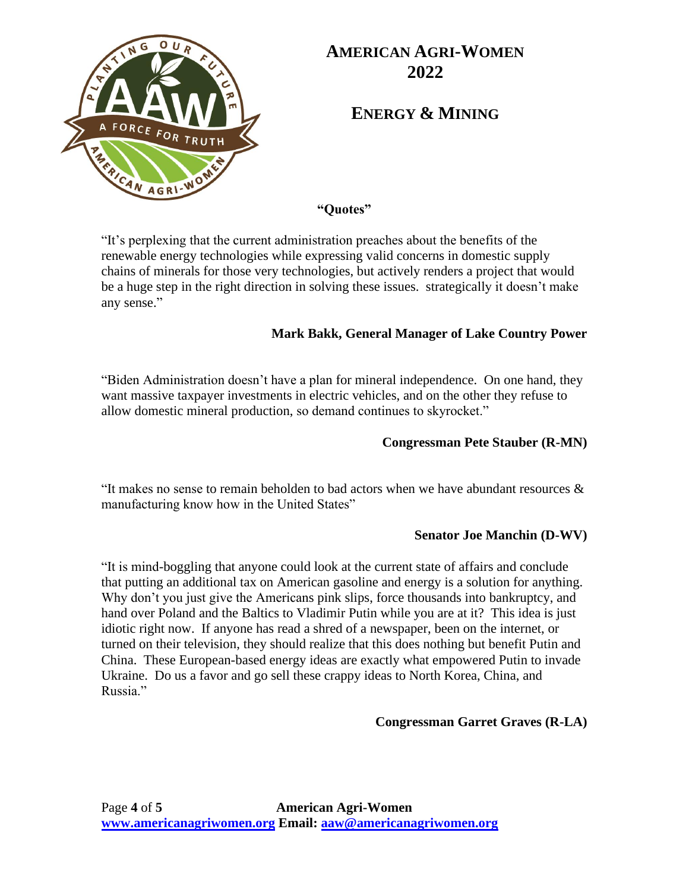# American Agri-Women 2022

## Energy & Mining

**"Quotes"**

"It's perplexing that the current administration preaches about the benefits of the renewable energy technologies while expressing valid concerns in domestic supply chains of minerals for those very technologies, but actively renders a project that would be a huge step in the right direction in solving these issues. strategically it doesn't make any sense."

**Mark Bakk, General Manager of Lake Country Power**

"Biden Administration doesn't have a plan for mineral independence. On one hand, they want massive taxpayer investments in electric vehicles, and on the other they refuse to allow domestic mineral production, so demand continues to skyrocket."

**Congressman Pete Stauber (R-MN)**

"It makes no sense to remain beholden to bad actors when we have abundant resources & manufacturing know how in the United States"

**Senator Joe Manchin (D-WV)**

"It is mind-boggling that anyone could look at the current state of affairs and conclude that putting an additional tax on American gasoline and energy is a solution for anything. Why don't you just give the Americans pink slips, force thousands into bankruptcy, and hand over Poland and the Baltics to Vladimir Putin while you are at it? This idea is just idiotic right now. If anyone has read a shred of a newspaper, been on the internet, or turned on their television, they should realize that this does nothing but benefit Putin and China. These European-based energy ideas are exactly what empowered Putin to invade Ukraine. Do us a favor and go sell these crappy ideas to North Korea, China, and Russia."

**Congressman Garret Graves (R-LA)**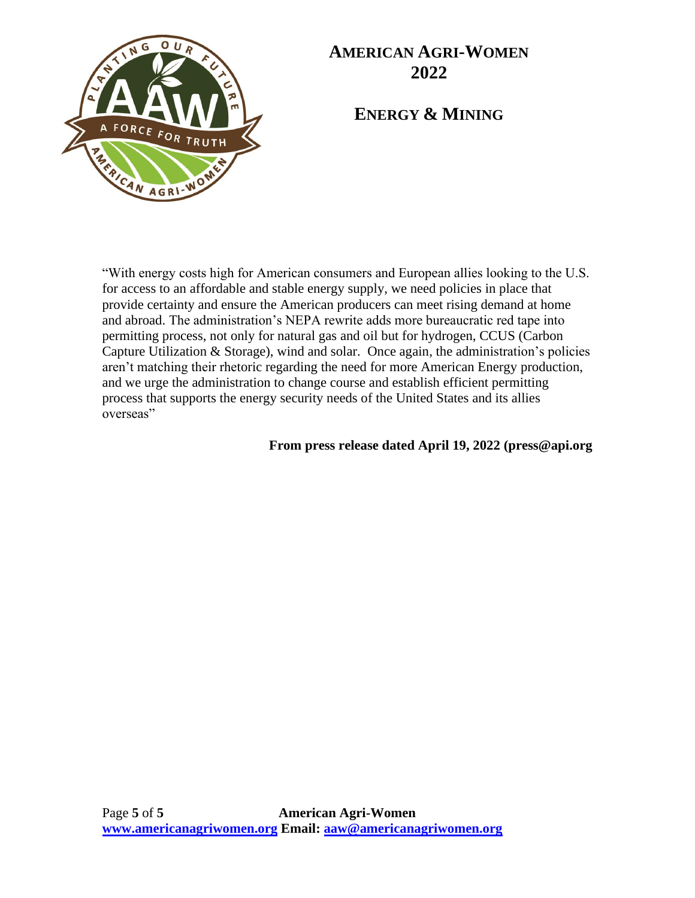# AMERICAN AGRI-WOMEN 2022

## ENERGY & MINING

"With energy costs high for American consumers and European allies looking to the U.S. for access to an affordable and stable energy supply, we need policies in place that provide certainty and ensure the American producers can meet rising demand at home and abroad. The administration's NEPA rewrite adds more bureaucratic red tape into permitting process, not only for natural gas and oil but for hydrogen, CCUS (Carbon Capture Utilization & Storage), wind and solar. Once again, the administration's policies aren't matching their rhetoric regarding the need for more American Energy production, and we urge the administration to change course and establish efficient permitting process that supports the energy security needs of the United States and its allies overseas"

**From press release dated April 19, 2022 (press@api.org**